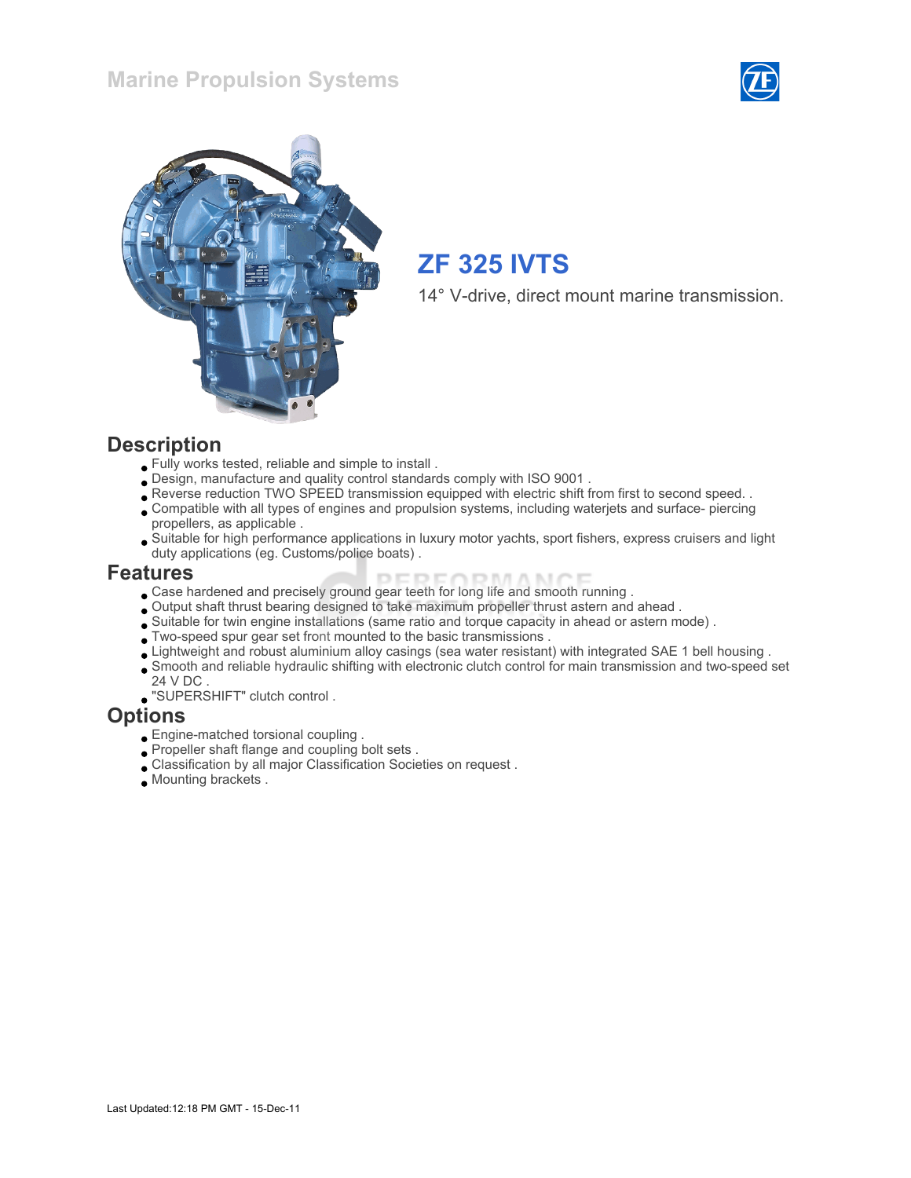# Marine Propulsion Systems

## ZF 325 IVTS

14° V-drive, direct mount marine transmission.

## Description

- Fully works tested, reliable and simple to install .
- Design, manufacture and quality control standards comply with ISO 9001 .
- Reverse reduction TWO SPEED transmission equipped with electric shift from first to second speed. .
- Compatible with all types of engines and propulsion systems, including waterjets and surface- piercing propellers, as applicable .
- Suitable for high performance applications in luxury motor yachts, sport fishers, express cruisers and light duty applications (eg. Customs/police boats) .

## Features

- Case hardened and precisely ground gear teeth for long life and smooth running .
- Output shaft thrust bearing designed to take maximum propeller thrust astern and ahead .
- Suitable for twin engine installations (same ratio and torque capacity in ahead or astern mode) .
- Two-speed spur gear set front mounted to the basic transmissions .
- Lightweight and robust aluminium alloy casings (sea water resistant) with integrated SAE 1 bell housing .
- Smooth and reliable hydraulic shifting with electronic clutch control for main transmission and two-speed set 24 V DC .
- "SUPERSHIFT" clutch control .

## Options

- Engine-matched torsional coupling .
- Propeller shaft flange and coupling bolt sets .
- Classification by all major Classification Societies on request .
- Mounting brackets .

Last Updated:12:18 PM GMT - 15-Dec-11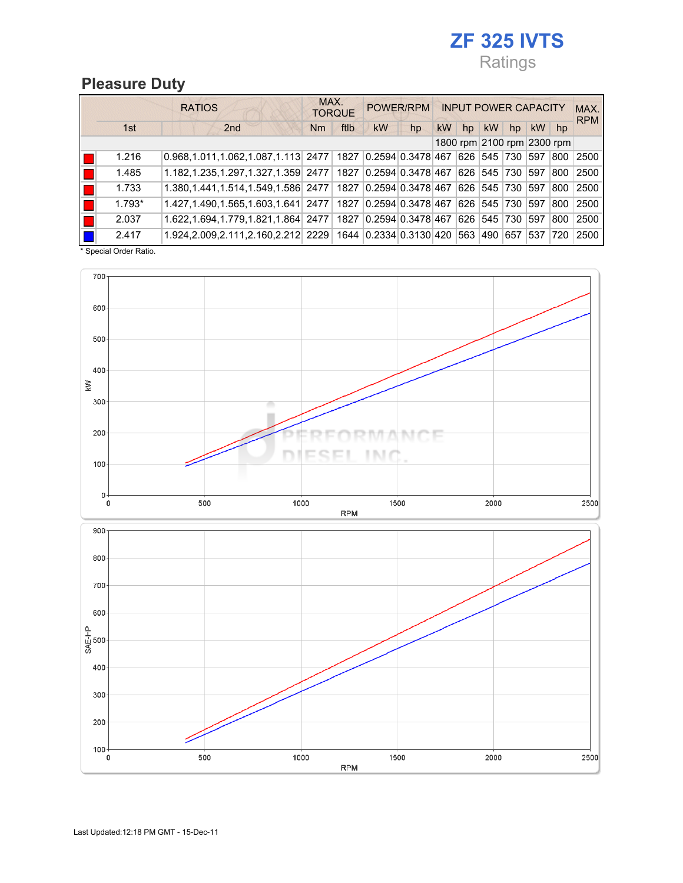# ZF 325 IVTS

Ratings

## Pleasure Duty

| | RATIOS | | MAX. TORQUE | | POWER/RPM | | INPUT POWER CAPACITY | | | | | | MAX. RPM |
|---|---|---|---|---|---|---|---|---|---|---|---|---|---|
| | 1st | 2nd | Nm | ftlb | kW | hp | kW | hp | kW | hp | kW | hp | |
| | | | | | | | 1800 rpm | | 2100 rpm | | 2300 rpm | | |
| ■ | 1.216 | 0.968,1.011,1.062,1.087,1.113 | 2477 | 1827 | 0.2594 | 0.3478 | 467 | 626 | 545 | 730 | 597 | 800 | 2500 |
| ■ | 1.485 | 1.182,1.235,1.297,1.327,1.359 | 2477 | 1827 | 0.2594 | 0.3478 | 467 | 626 | 545 | 730 | 597 | 800 | 2500 |
| ■ | 1.733 | 1.380,1.441,1.514,1.549,1.586 | 2477 | 1827 | 0.2594 | 0.3478 | 467 | 626 | 545 | 730 | 597 | 800 | 2500 |
| ■ | 1.793* | 1.427,1.490,1.565,1.603,1.641 | 2477 | 1827 | 0.2594 | 0.3478 | 467 | 626 | 545 | 730 | 597 | 800 | 2500 |
| ■ | 2.037 | 1.622,1.694,1.779,1.821,1.864 | 2477 | 1827 | 0.2594 | 0.3478 | 467 | 626 | 545 | 730 | 597 | 800 | 2500 |
| ■ | 2.417 | 1.924,2.009,2.111,2.160,2.212 | 2229 | 1644 | 0.2334 | 0.3130 | 420 | 563 | 490 | 657 | 537 | 720 | 2500 |

\* Special Order Ratio.

Last Updated:12:18 PM GMT - 15-Dec-11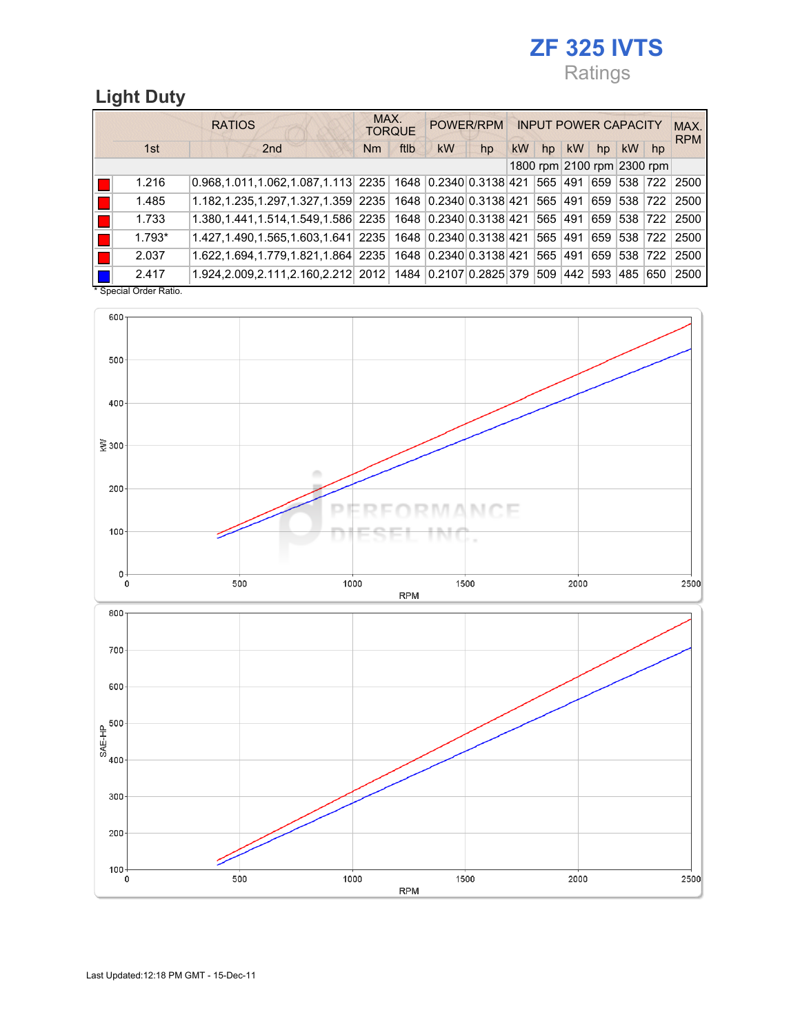# ZF 325 IVTS

Ratings

## Light Duty

| | RATIOS | | MAX. TORQUE | | POWER/RPM | | INPUT POWER CAPACITY | | | | | | MAX. RPM |
|---|---|---|---|---|---|---|---|---|---|---|---|---|---|
| | 1st | 2nd | Nm | ftlb | kW | hp | kW | hp | kW | hp | kW | hp | |
| | | | | | | | 1800 rpm | | 2100 rpm | | 2300 rpm | | |
| ■ (red) | 1.216 | 0.968,1.011,1.062,1.087,1.113 | 2235 | 1648 | 0.2340 | 0.3138 | 421 | 565 | 491 | 659 | 538 | 722 | 2500 |
| ■ (red) | 1.485 | 1.182,1.235,1.297,1.327,1.359 | 2235 | 1648 | 0.2340 | 0.3138 | 421 | 565 | 491 | 659 | 538 | 722 | 2500 |
| ■ (red) | 1.733 | 1.380,1.441,1.514,1.549,1.586 | 2235 | 1648 | 0.2340 | 0.3138 | 421 | 565 | 491 | 659 | 538 | 722 | 2500 |
| ■ (red) | 1.793* | 1.427,1.490,1.565,1.603,1.641 | 2235 | 1648 | 0.2340 | 0.3138 | 421 | 565 | 491 | 659 | 538 | 722 | 2500 |
| ■ (red) | 2.037 | 1.622,1.694,1.779,1.821,1.864 | 2235 | 1648 | 0.2340 | 0.3138 | 421 | 565 | 491 | 659 | 538 | 722 | 2500 |
| ■ (blue) | 2.417 | 1.924,2.009,2.111,2.160,2.212 | 2012 | 1484 | 0.2107 | 0.2825 | 379 | 509 | 442 | 593 | 485 | 650 | 2500 |

* Special Order Ratio.

Last Updated:12:18 PM GMT - 15-Dec-11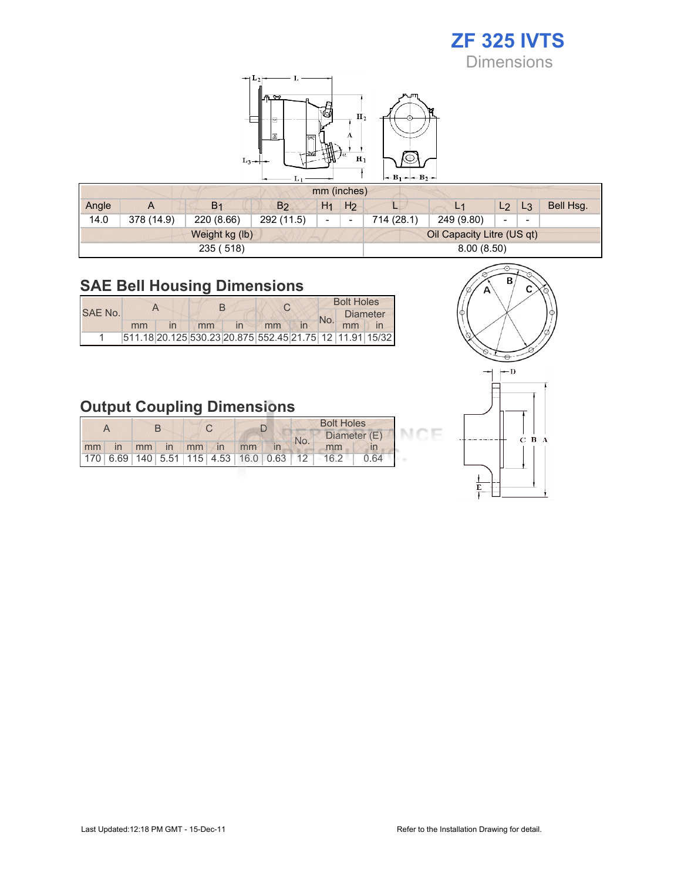# ZF 325 IVTS

## Dimensions

| mm (inches) | | | | | | | | | | |
|---|---|---|---|---|---|---|---|---|---|---|
| Angle | A | $B_1$ | $B_2$ | $H_1$ | $H_2$ | L | $L_1$ | $L_2$ | $L_3$ | Bell Hsg. |
| 14.0 | 378 (14.9) | 220 (8.66) | 292 (11.5) | - | - | 714 (28.1) | 249 (9.80) | - | - | |

| Weight kg (lb) | Oil Capacity Litre (US qt) |
|---|---|
| 235 ( 518) | 8.00 (8.50) |

## SAE Bell Housing Dimensions

| SAE No. | A | | B | | C | | Bolt Holes | | |
|---|---|---|---|---|---|---|---|---|---|
| | | | | | | | No. | Diameter | |
| | mm | in | mm | in | mm | in | | mm | in |
| 1 | 511.18 | 20.125 | 530.23 | 20.875 | 552.45 | 21.75 | 12 | 11.91 | 15/32 |

## Output Coupling Dimensions

| A | | B | | C | | D | | Bolt Holes | | |
|---|---|---|---|---|---|---|---|---|---|---|
| | | | | | | | | No. | Diameter (E) | |
| mm | in | mm | in | mm | in | mm | in | | mm | in |
| 170 | 6.69 | 140 | 5.51 | 115 | 4.53 | 16.0 | 0.63 | 12 | 16.2 | 0.64 |

Last Updated:12:18 PM GMT - 15-Dec-11

Refer to the Installation Drawing for detail.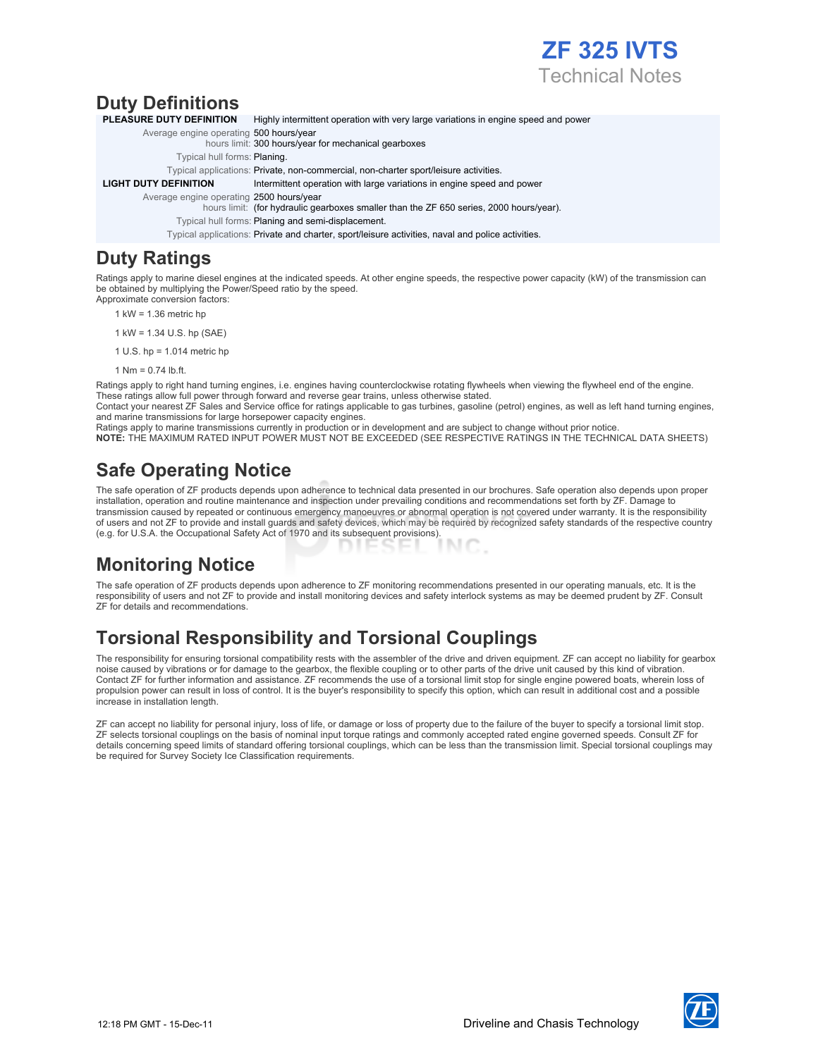# ZF 325 IVTS

Technical Notes

## Duty Definitions

| | |
|---|---|
| **PLEASURE DUTY DEFINITION** | Highly intermittent operation with very large variations in engine speed and power |
| Average engine operating hours limit: | 500 hours/year<br>300 hours/year for mechanical gearboxes |
| Typical hull forms: | Planing. |
| Typical applications: | Private, non-commercial, non-charter sport/leisure activities. |
| **LIGHT DUTY DEFINITION** | Intermittent operation with large variations in engine speed and power |
| Average engine operating hours limit: | 2500 hours/year<br>(for hydraulic gearboxes smaller than the ZF 650 series, 2000 hours/year). |
| Typical hull forms: | Planing and semi-displacement. |
| Typical applications: | Private and charter, sport/leisure activities, naval and police activities. |

## Duty Ratings

Ratings apply to marine diesel engines at the indicated speeds. At other engine speeds, the respective power capacity (kW) of the transmission can be obtained by multiplying the Power/Speed ratio by the speed.
Approximate conversion factors:

1 kW = 1.36 metric hp

1 kW = 1.34 U.S. hp (SAE)

1 U.S. hp = 1.014 metric hp

1 Nm = 0.74 lb.ft.

Ratings apply to right hand turning engines, i.e. engines having counterclockwise rotating flywheels when viewing the flywheel end of the engine.
These ratings allow full power through forward and reverse gear trains, unless otherwise stated.
Contact your nearest ZF Sales and Service office for ratings applicable to gas turbines, gasoline (petrol) engines, as well as left hand turning engines, and marine transmissions for large horsepower capacity engines.
Ratings apply to marine transmissions currently in production or in development and are subject to change without prior notice.
**NOTE:** THE MAXIMUM RATED INPUT POWER MUST NOT BE EXCEEDED (SEE RESPECTIVE RATINGS IN THE TECHNICAL DATA SHEETS)

## Safe Operating Notice

The safe operation of ZF products depends upon adherence to technical data presented in our brochures. Safe operation also depends upon proper installation, operation and routine maintenance and inspection under prevailing conditions and recommendations set forth by ZF. Damage to transmission caused by repeated or continuous emergency manoeuvres or abnormal operation is not covered under warranty. It is the responsibility of users and not ZF to provide and install guards and safety devices, which may be required by recognized safety standards of the respective country (e.g. for U.S.A. the Occupational Safety Act of 1970 and its subsequent provisions).

## Monitoring Notice

The safe operation of ZF products depends upon adherence to ZF monitoring recommendations presented in our operating manuals, etc. It is the responsibility of users and not ZF to provide and install monitoring devices and safety interlock systems as may be deemed prudent by ZF. Consult ZF for details and recommendations.

## Torsional Responsibility and Torsional Couplings

The responsibility for ensuring torsional compatibility rests with the assembler of the drive and driven equipment. ZF can accept no liability for gearbox noise caused by vibrations or for damage to the gearbox, the flexible coupling or to other parts of the drive unit caused by this kind of vibration. Contact ZF for further information and assistance. ZF recommends the use of a torsional limit stop for single engine powered boats, wherein loss of propulsion power can result in loss of control. It is the buyer's responsibility to specify this option, which can result in additional cost and a possible increase in installation length.

ZF can accept no liability for personal injury, loss of life, or damage or loss of property due to the failure of the buyer to specify a torsional limit stop. ZF selects torsional couplings on the basis of nominal input torque ratings and commonly accepted rated engine governed speeds. Consult ZF for details concerning speed limits of standard offering torsional couplings, which can be less than the transmission limit. Special torsional couplings may be required for Survey Society Ice Classification requirements.

12:18 PM GMT - 15-Dec-11

Driveline and Chasis Technology